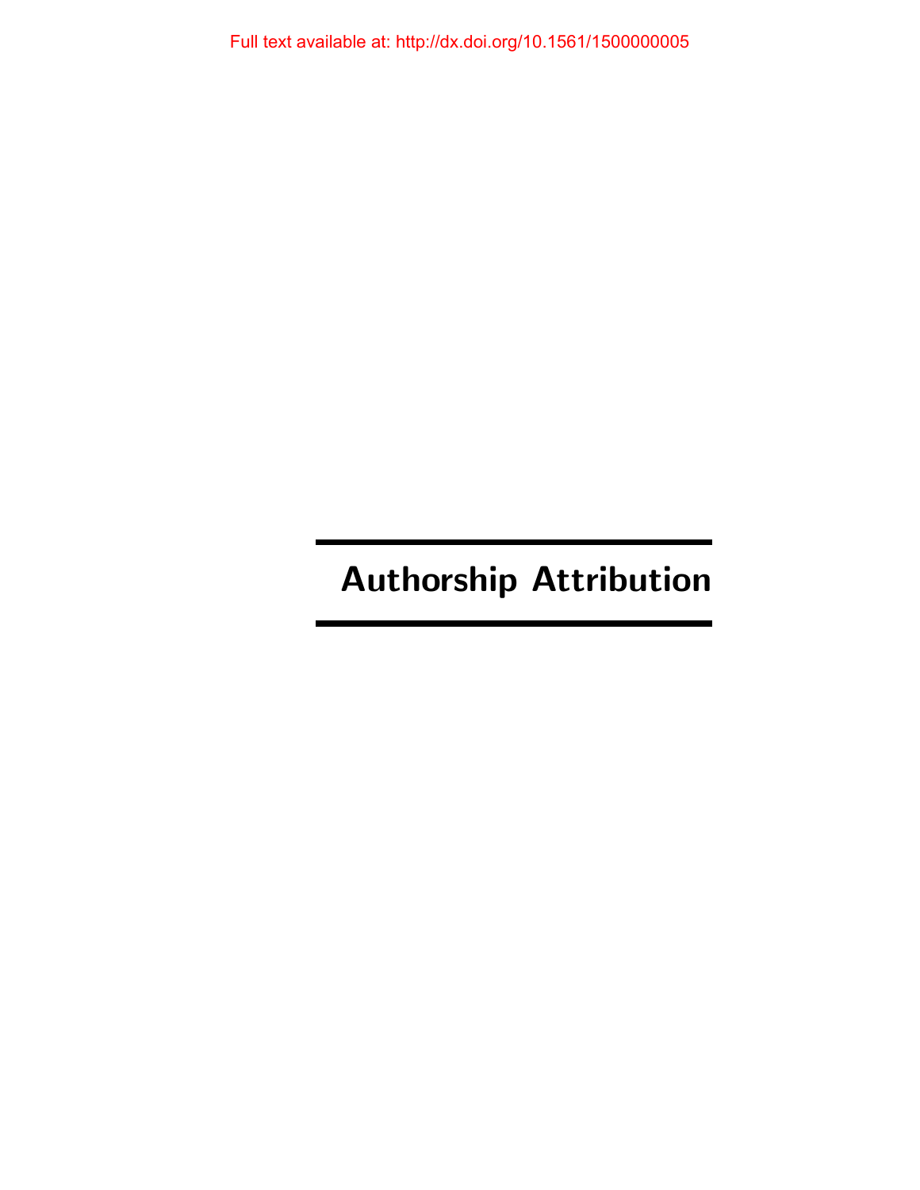# Authorship Attribution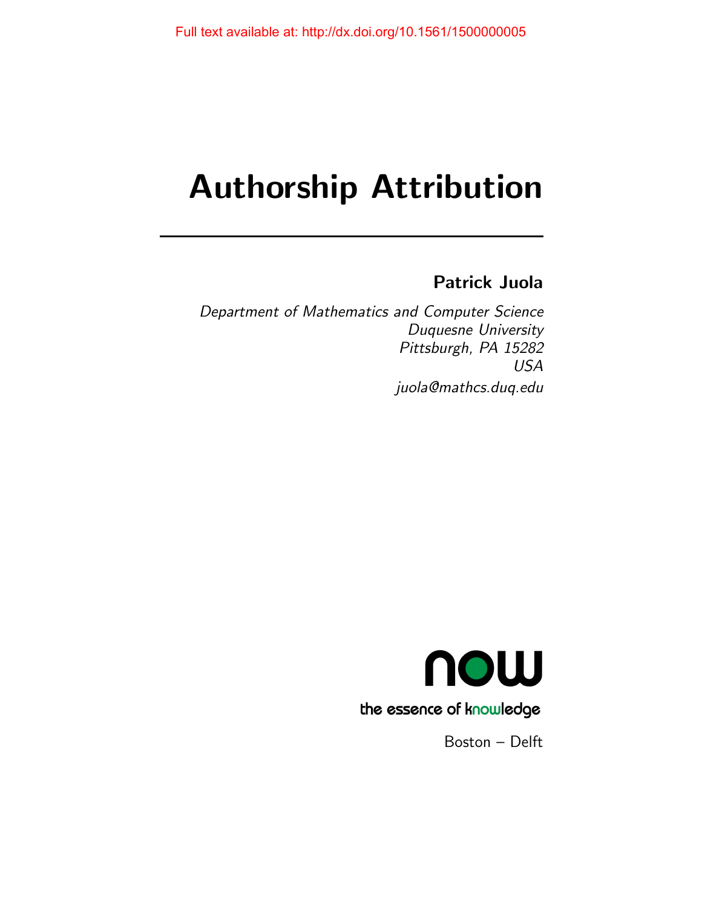Full text available at: http://dx.doi.org/10.1561/1500000005

# Authorship Attribution

**Patrick Juola**

*Department of Mathematics and Computer Science*
*Duquesne University*
*Pittsburgh, PA 15282*
*USA*
*juola@mathcs.duq.edu*

now

the essence of knowledge

Boston – Delft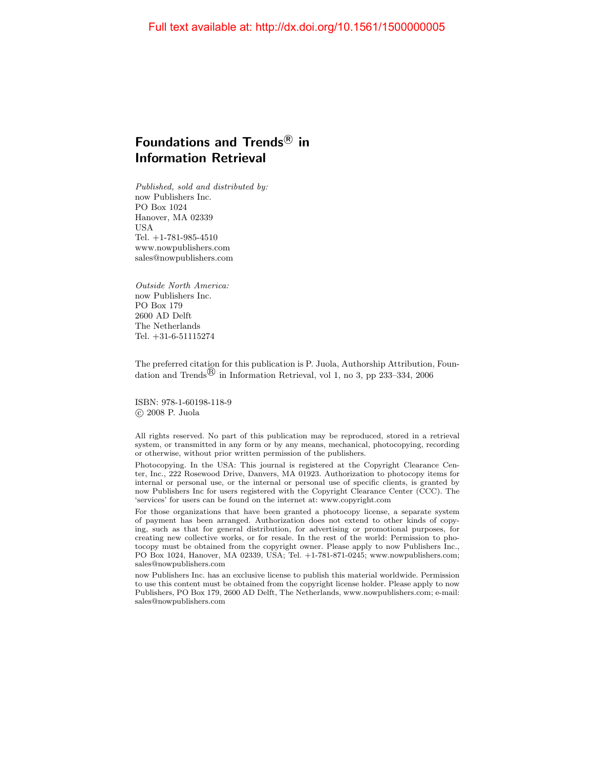Full text available at: http://dx.doi.org/10.1561/1500000005

# Foundations and Trends® in Information Retrieval

*Published, sold and distributed by:*
now Publishers Inc.
PO Box 1024
Hanover, MA 02339
USA
Tel. +1-781-985-4510
www.nowpublishers.com
sales@nowpublishers.com

*Outside North America:*
now Publishers Inc.
PO Box 179
2600 AD Delft
The Netherlands
Tel. +31-6-51115274

The preferred citation for this publication is P. Juola, Authorship Attribution, Foundation and Trends® in Information Retrieval, vol 1, no 3, pp 233–334, 2006

ISBN: 978-1-60198-118-9
© 2008 P. Juola

All rights reserved. No part of this publication may be reproduced, stored in a retrieval system, or transmitted in any form or by any means, mechanical, photocopying, recording or otherwise, without prior written permission of the publishers.

Photocopying. In the USA: This journal is registered at the Copyright Clearance Center, Inc., 222 Rosewood Drive, Danvers, MA 01923. Authorization to photocopy items for internal or personal use, or the internal or personal use of specific clients, is granted by now Publishers Inc for users registered with the Copyright Clearance Center (CCC). The 'services' for users can be found on the internet at: www.copyright.com

For those organizations that have been granted a photocopy license, a separate system of payment has been arranged. Authorization does not extend to other kinds of copying, such as that for general distribution, for advertising or promotional purposes, for creating new collective works, or for resale. In the rest of the world: Permission to photocopy must be obtained from the copyright owner. Please apply to now Publishers Inc., PO Box 1024, Hanover, MA 02339, USA; Tel. +1-781-871-0245; www.nowpublishers.com; sales@nowpublishers.com

now Publishers Inc. has an exclusive license to publish this material worldwide. Permission to use this content must be obtained from the copyright license holder. Please apply to now Publishers, PO Box 179, 2600 AD Delft, The Netherlands, www.nowpublishers.com; e-mail: sales@nowpublishers.com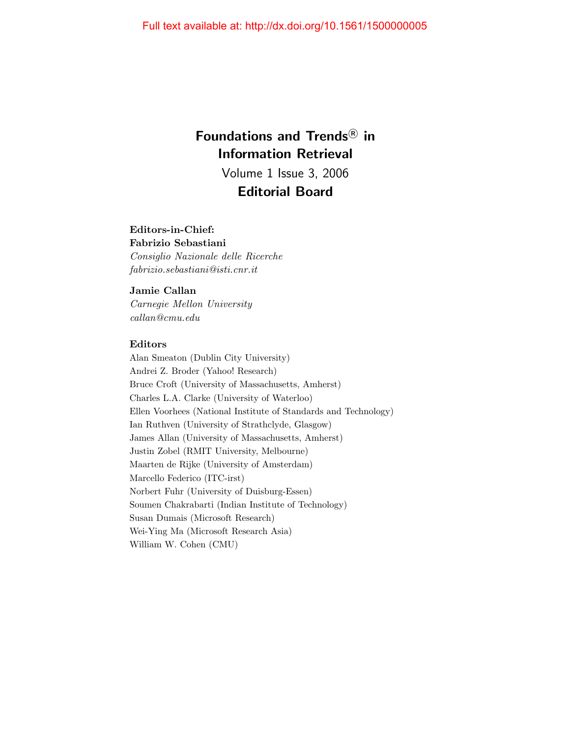# Foundations and Trends® in Information Retrieval

Volume 1 Issue 3, 2006

## Editorial Board

**Editors-in-Chief:**

**Fabrizio Sebastiani**
*Consiglio Nazionale delle Ricerche*
*fabrizio.sebastiani@isti.cnr.it*

**Jamie Callan**
*Carnegie Mellon University*
*callan@cmu.edu*

**Editors**

Alan Smeaton (Dublin City University)
Andrei Z. Broder (Yahoo! Research)
Bruce Croft (University of Massachusetts, Amherst)
Charles L.A. Clarke (University of Waterloo)
Ellen Voorhees (National Institute of Standards and Technology)
Ian Ruthven (University of Strathclyde, Glasgow)
James Allan (University of Massachusetts, Amherst)
Justin Zobel (RMIT University, Melbourne)
Maarten de Rijke (University of Amsterdam)
Marcello Federico (ITC-irst)
Norbert Fuhr (University of Duisburg-Essen)
Soumen Chakrabarti (Indian Institute of Technology)
Susan Dumais (Microsoft Research)
Wei-Ying Ma (Microsoft Research Asia)
William W. Cohen (CMU)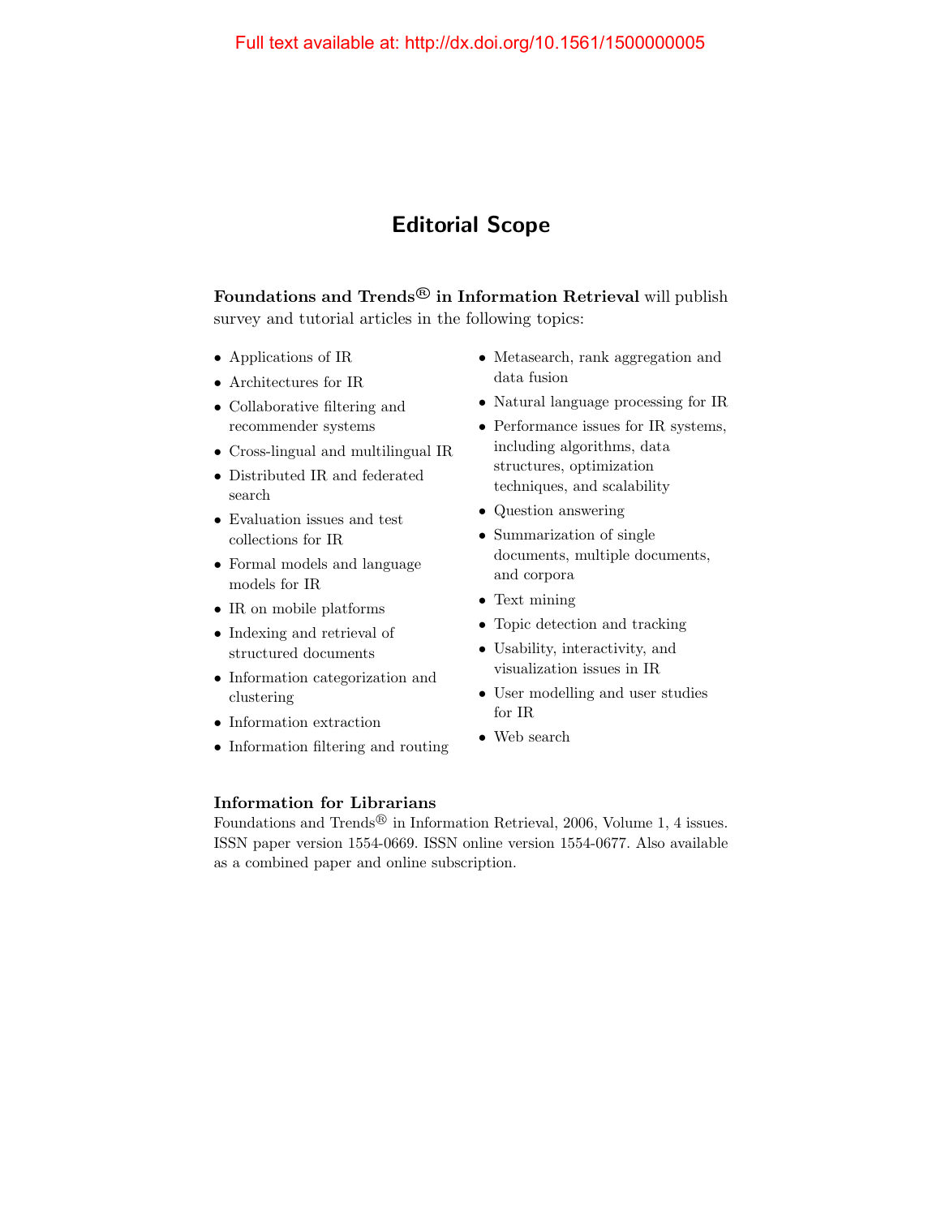# Editorial Scope

**Foundations and Trends® in Information Retrieval** will publish survey and tutorial articles in the following topics:

- Applications of IR
- Architectures for IR
- Collaborative filtering and recommender systems
- Cross-lingual and multilingual IR
- Distributed IR and federated search
- Evaluation issues and test collections for IR
- Formal models and language models for IR
- IR on mobile platforms
- Indexing and retrieval of structured documents
- Information categorization and clustering
- Information extraction
- Information filtering and routing
- Metasearch, rank aggregation and data fusion
- Natural language processing for IR
- Performance issues for IR systems, including algorithms, data structures, optimization techniques, and scalability
- Question answering
- Summarization of single documents, multiple documents, and corpora
- Text mining
- Topic detection and tracking
- Usability, interactivity, and visualization issues in IR
- User modelling and user studies for IR
- Web search

**Information for Librarians**

Foundations and Trends® in Information Retrieval, 2006, Volume 1, 4 issues. ISSN paper version 1554-0669. ISSN online version 1554-0677. Also available as a combined paper and online subscription.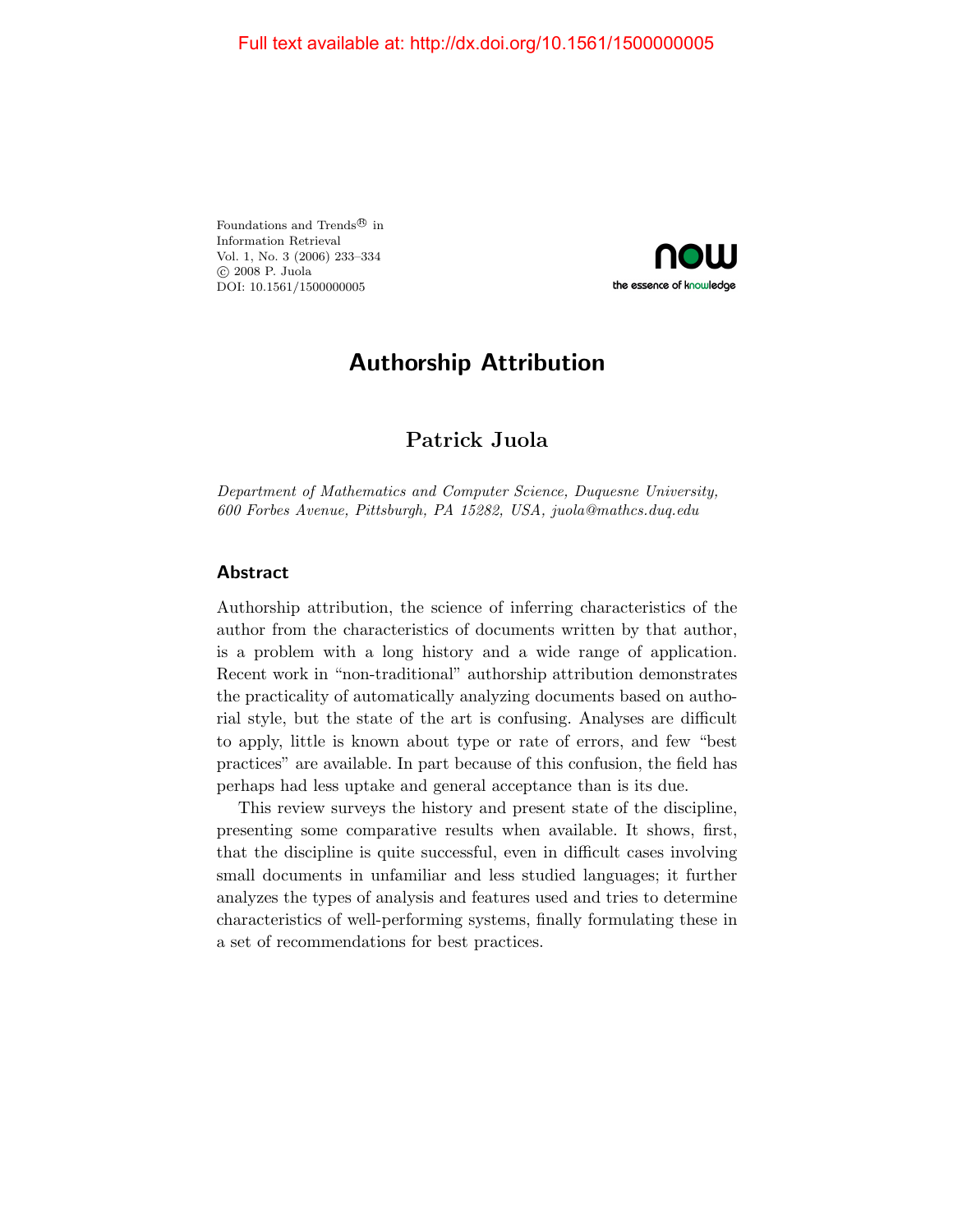Full text available at: http://dx.doi.org/10.1561/1500000005

Foundations and Trends® in
Information Retrieval
Vol. 1, No. 3 (2006) 233–334
© 2008 P. Juola
DOI: 10.1561/1500000005

# Authorship Attribution

## Patrick Juola

*Department of Mathematics and Computer Science, Duquesne University, 600 Forbes Avenue, Pittsburgh, PA 15282, USA, juola@mathcs.duq.edu*

### Abstract

Authorship attribution, the science of inferring characteristics of the author from the characteristics of documents written by that author, is a problem with a long history and a wide range of application. Recent work in "non-traditional" authorship attribution demonstrates the practicality of automatically analyzing documents based on authorial style, but the state of the art is confusing. Analyses are difficult to apply, little is known about type or rate of errors, and few "best practices" are available. In part because of this confusion, the field has perhaps had less uptake and general acceptance than is its due.

This review surveys the history and present state of the discipline, presenting some comparative results when available. It shows, first, that the discipline is quite successful, even in difficult cases involving small documents in unfamiliar and less studied languages; it further analyzes the types of analysis and features used and tries to determine characteristics of well-performing systems, finally formulating these in a set of recommendations for best practices.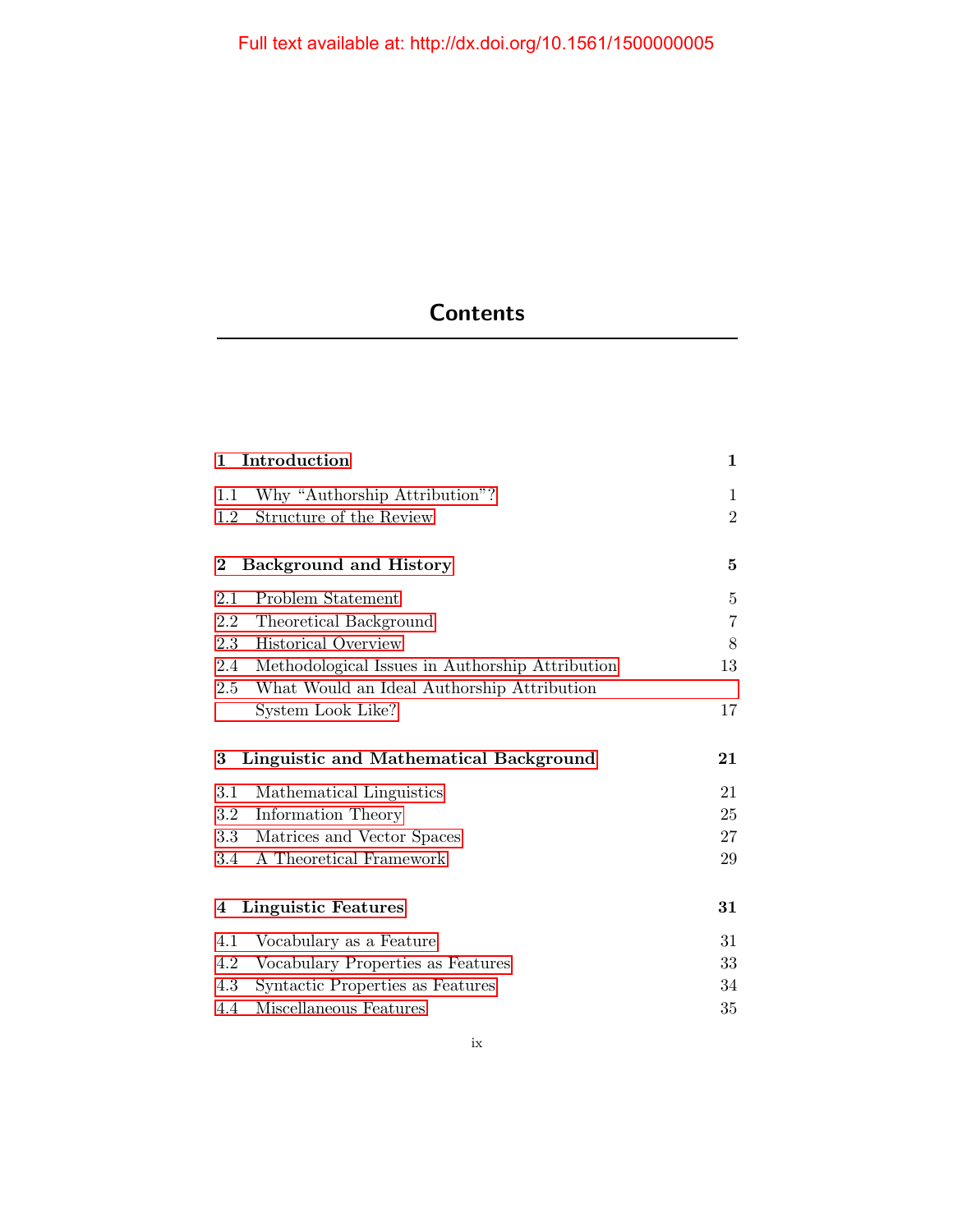# Contents

| | | |
|---|---|---|
| **1** | **Introduction** | **1** |
| 1.1 | Why "Authorship Attribution"? | 1 |
| 1.2 | Structure of the Review | 2 |
| **2** | **Background and History** | **5** |
| 2.1 | Problem Statement | 5 |
| 2.2 | Theoretical Background | 7 |
| 2.3 | Historical Overview | 8 |
| 2.4 | Methodological Issues in Authorship Attribution | 13 |
| 2.5 | What Would an Ideal Authorship Attribution System Look Like? | 17 |
| **3** | **Linguistic and Mathematical Background** | **21** |
| 3.1 | Mathematical Linguistics | 21 |
| 3.2 | Information Theory | 25 |
| 3.3 | Matrices and Vector Spaces | 27 |
| 3.4 | A Theoretical Framework | 29 |
| **4** | **Linguistic Features** | **31** |
| 4.1 | Vocabulary as a Feature | 31 |
| 4.2 | Vocabulary Properties as Features | 33 |
| 4.3 | Syntactic Properties as Features | 34 |
| 4.4 | Miscellaneous Features | 35 |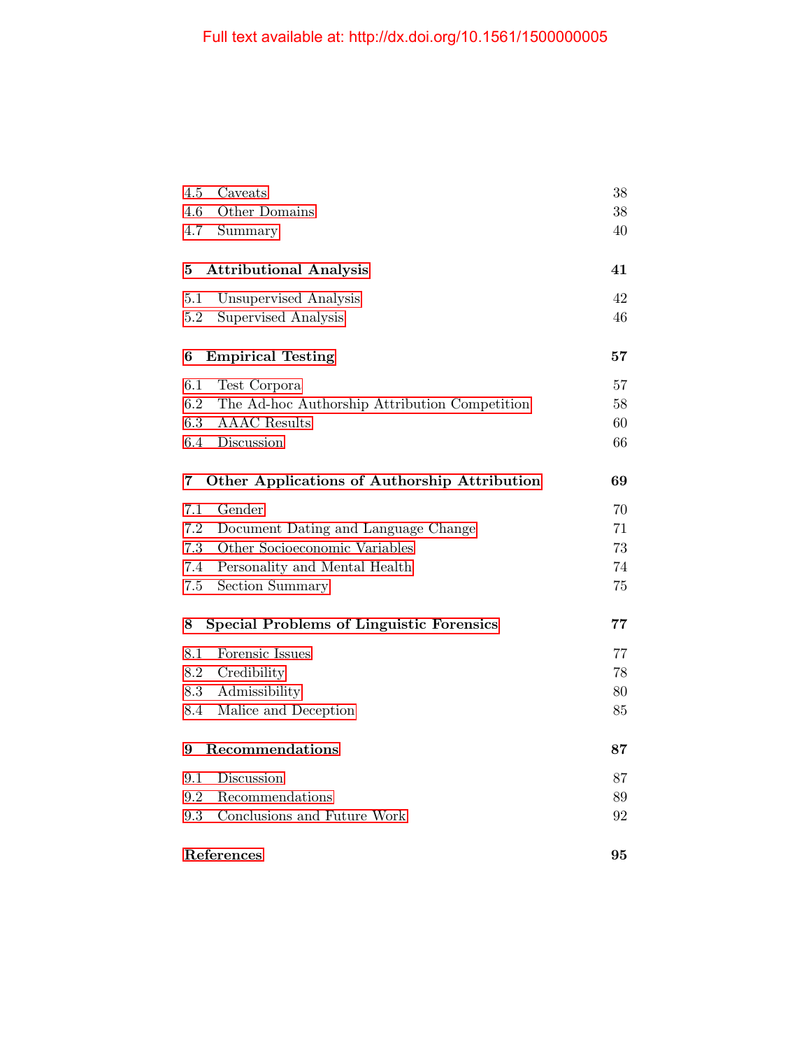4.5 Caveats 38
4.6 Other Domains 38
4.7 Summary 40

**5 Attributional Analysis 41**

5.1 Unsupervised Analysis 42
5.2 Supervised Analysis 46

**6 Empirical Testing 57**

6.1 Test Corpora 57
6.2 The Ad-hoc Authorship Attribution Competition 58
6.3 AAAC Results 60
6.4 Discussion 66

**7 Other Applications of Authorship Attribution 69**

7.1 Gender 70
7.2 Document Dating and Language Change 71
7.3 Other Socioeconomic Variables 73
7.4 Personality and Mental Health 74
7.5 Section Summary 75

**8 Special Problems of Linguistic Forensics 77**

8.1 Forensic Issues 77
8.2 Credibility 78
8.3 Admissibility 80
8.4 Malice and Deception 85

**9 Recommendations 87**

9.1 Discussion 87
9.2 Recommendations 89
9.3 Conclusions and Future Work 92

**References 95**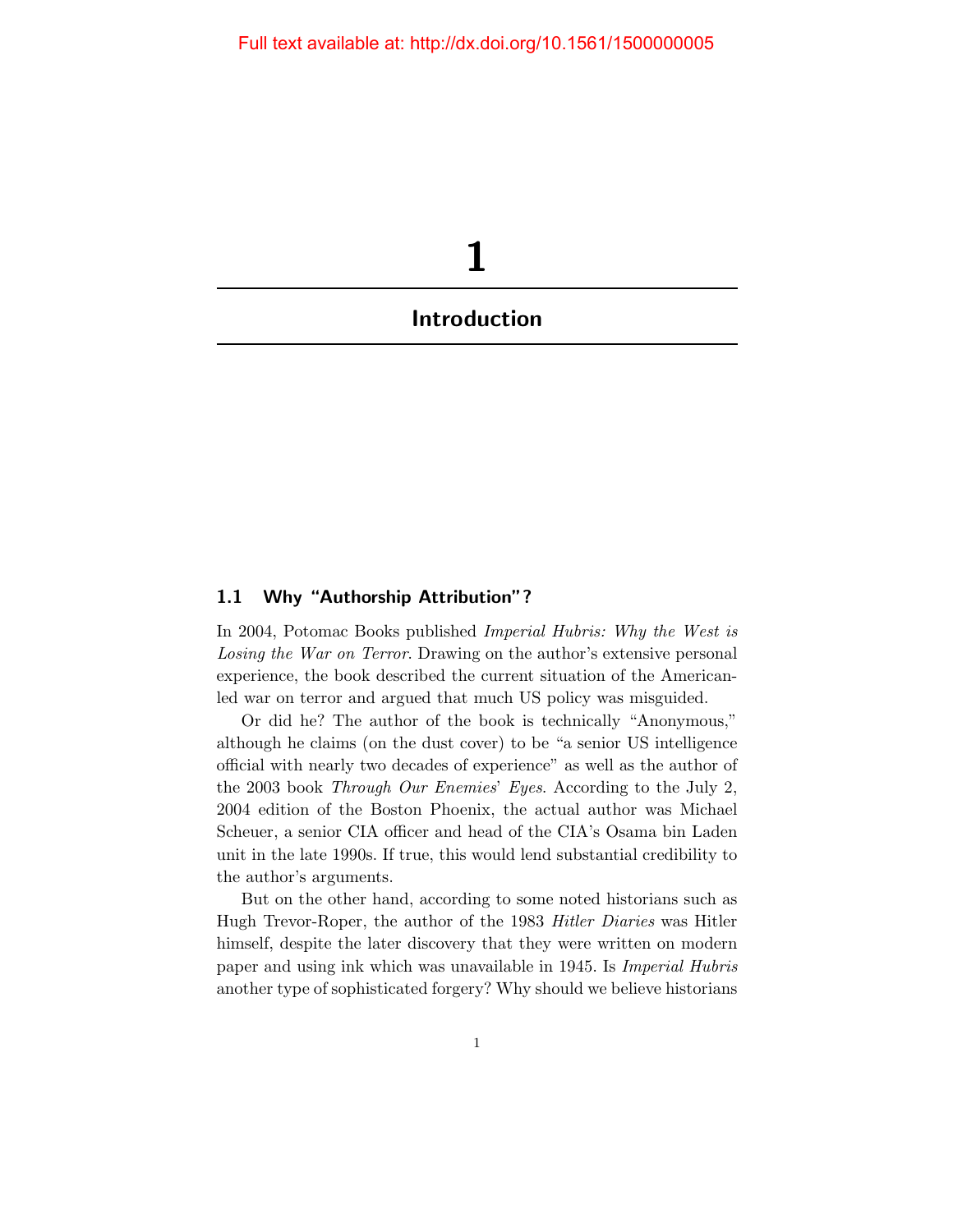# 1

# Introduction

## 1.1 Why "Authorship Attribution"?

In 2004, Potomac Books published *Imperial Hubris: Why the West is Losing the War on Terror*. Drawing on the author's extensive personal experience, the book described the current situation of the American-led war on terror and argued that much US policy was misguided.

Or did he? The author of the book is technically "Anonymous," although he claims (on the dust cover) to be "a senior US intelligence official with nearly two decades of experience" as well as the author of the 2003 book *Through Our Enemies' Eyes*. According to the July 2, 2004 edition of the Boston Phoenix, the actual author was Michael Scheuer, a senior CIA officer and head of the CIA's Osama bin Laden unit in the late 1990s. If true, this would lend substantial credibility to the author's arguments.

But on the other hand, according to some noted historians such as Hugh Trevor-Roper, the author of the 1983 *Hitler Diaries* was Hitler himself, despite the later discovery that they were written on modern paper and using ink which was unavailable in 1945. Is *Imperial Hubris* another type of sophisticated forgery? Why should we believe historians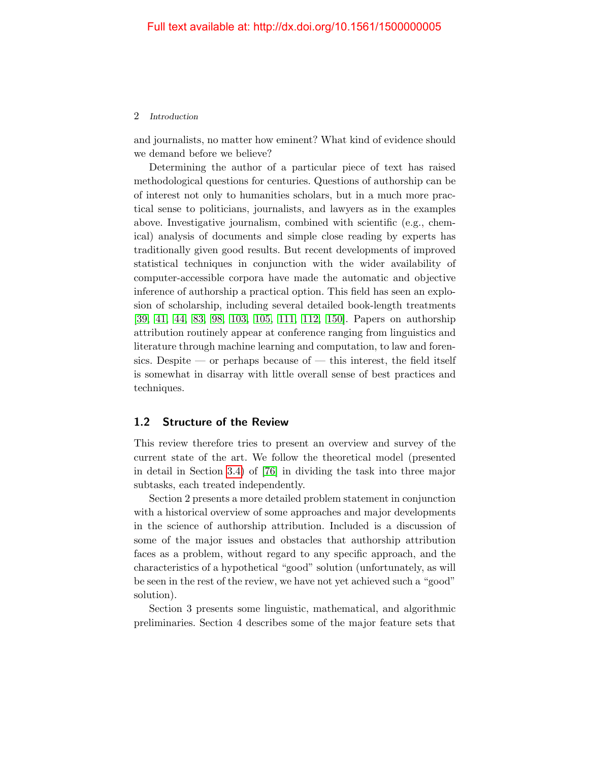and journalists, no matter how eminent? What kind of evidence should we demand before we believe?

Determining the author of a particular piece of text has raised methodological questions for centuries. Questions of authorship can be of interest not only to humanities scholars, but in a much more practical sense to politicians, journalists, and lawyers as in the examples above. Investigative journalism, combined with scientific (e.g., chemical) analysis of documents and simple close reading by experts has traditionally given good results. But recent developments of improved statistical techniques in conjunction with the wider availability of computer-accessible corpora have made the automatic and objective inference of authorship a practical option. This field has seen an explosion of scholarship, including several detailed book-length treatments [39, 41, 44, 83, 98, 103, 105, 111, 112, 150]. Papers on authorship attribution routinely appear at conference ranging from linguistics and literature through machine learning and computation, to law and forensics. Despite — or perhaps because of — this interest, the field itself is somewhat in disarray with little overall sense of best practices and techniques.

## 1.2 Structure of the Review

This review therefore tries to present an overview and survey of the current state of the art. We follow the theoretical model (presented in detail in Section 3.4) of [76] in dividing the task into three major subtasks, each treated independently.

Section 2 presents a more detailed problem statement in conjunction with a historical overview of some approaches and major developments in the science of authorship attribution. Included is a discussion of some of the major issues and obstacles that authorship attribution faces as a problem, without regard to any specific approach, and the characteristics of a hypothetical "good" solution (unfortunately, as will be seen in the rest of the review, we have not yet achieved such a "good" solution).

Section 3 presents some linguistic, mathematical, and algorithmic preliminaries. Section 4 describes some of the major feature sets that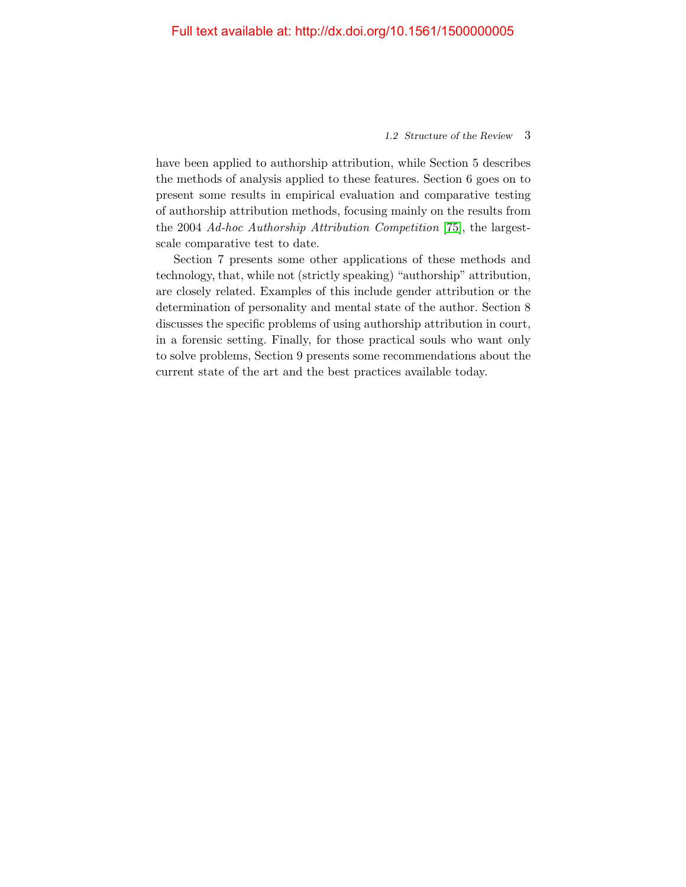have been applied to authorship attribution, while Section 5 describes the methods of analysis applied to these features. Section 6 goes on to present some results in empirical evaluation and comparative testing of authorship attribution methods, focusing mainly on the results from the 2004 *Ad-hoc Authorship Attribution Competition* [75], the largest-scale comparative test to date.

Section 7 presents some other applications of these methods and technology, that, while not (strictly speaking) “authorship” attribution, are closely related. Examples of this include gender attribution or the determination of personality and mental state of the author. Section 8 discusses the specific problems of using authorship attribution in court, in a forensic setting. Finally, for those practical souls who want only to solve problems, Section 9 presents some recommendations about the current state of the art and the best practices available today.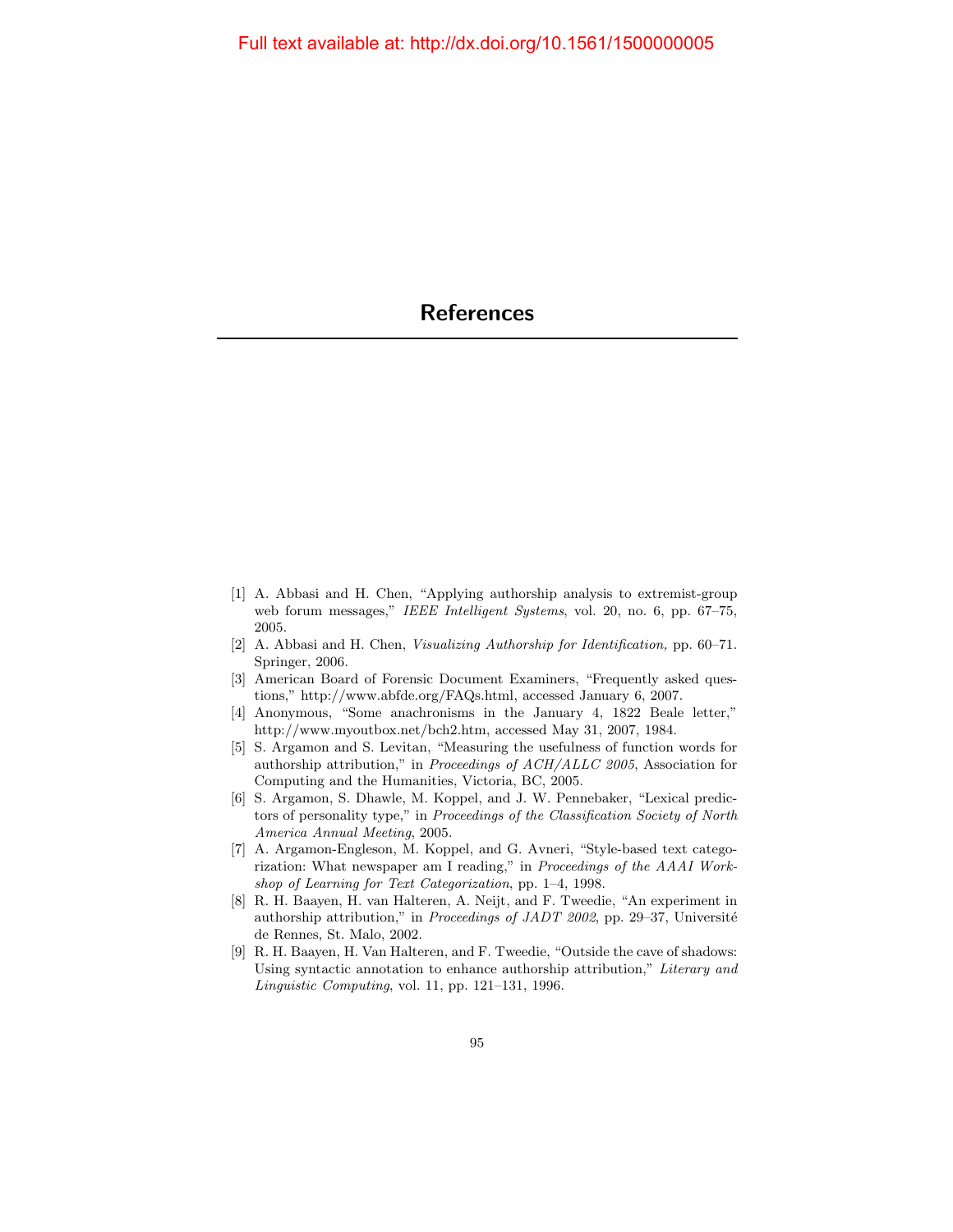# References

[1] A. Abbasi and H. Chen, “Applying authorship analysis to extremist-group web forum messages,” *IEEE Intelligent Systems*, vol. 20, no. 6, pp. 67–75, 2005.

[2] A. Abbasi and H. Chen, *Visualizing Authorship for Identification,* pp. 60–71. Springer, 2006.

[3] American Board of Forensic Document Examiners, “Frequently asked questions,” http://www.abfde.org/FAQs.html, accessed January 6, 2007.

[4] Anonymous, “Some anachronisms in the January 4, 1822 Beale letter,” http://www.myoutbox.net/bch2.htm, accessed May 31, 2007, 1984.

[5] S. Argamon and S. Levitan, “Measuring the usefulness of function words for authorship attribution,” in *Proceedings of ACH/ALLC 2005*, Association for Computing and the Humanities, Victoria, BC, 2005.

[6] S. Argamon, S. Dhawle, M. Koppel, and J. W. Pennebaker, “Lexical predictors of personality type,” in *Proceedings of the Classification Society of North America Annual Meeting*, 2005.

[7] A. Argamon-Engleson, M. Koppel, and G. Avneri, “Style-based text categorization: What newspaper am I reading,” in *Proceedings of the AAAI Workshop of Learning for Text Categorization*, pp. 1–4, 1998.

[8] R. H. Baayen, H. van Halteren, A. Neijt, and F. Tweedie, “An experiment in authorship attribution,” in *Proceedings of JADT 2002*, pp. 29–37, Université de Rennes, St. Malo, 2002.

[9] R. H. Baayen, H. Van Halteren, and F. Tweedie, “Outside the cave of shadows: Using syntactic annotation to enhance authorship attribution,” *Literary and Linguistic Computing*, vol. 11, pp. 121–131, 1996.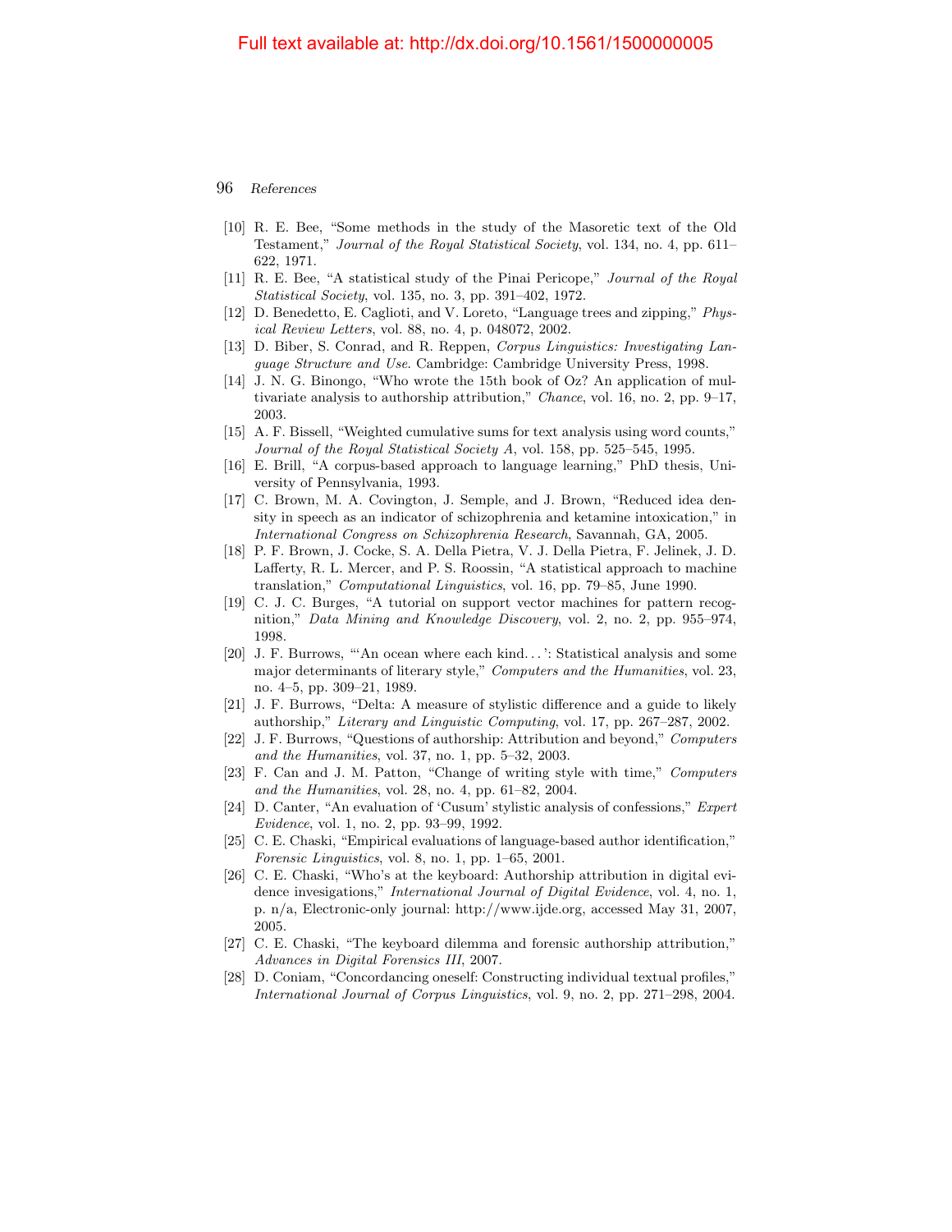[10] R. E. Bee, "Some methods in the study of the Masoretic text of the Old Testament," *Journal of the Royal Statistical Society*, vol. 134, no. 4, pp. 611–622, 1971.

[11] R. E. Bee, "A statistical study of the Pinai Pericope," *Journal of the Royal Statistical Society*, vol. 135, no. 3, pp. 391–402, 1972.

[12] D. Benedetto, E. Caglioti, and V. Loreto, "Language trees and zipping," *Physical Review Letters*, vol. 88, no. 4, p. 048072, 2002.

[13] D. Biber, S. Conrad, and R. Reppen, *Corpus Linguistics: Investigating Language Structure and Use*. Cambridge: Cambridge University Press, 1998.

[14] J. N. G. Binongo, "Who wrote the 15th book of Oz? An application of multivariate analysis to authorship attribution," *Chance*, vol. 16, no. 2, pp. 9–17, 2003.

[15] A. F. Bissell, "Weighted cumulative sums for text analysis using word counts," *Journal of the Royal Statistical Society A*, vol. 158, pp. 525–545, 1995.

[16] E. Brill, "A corpus-based approach to language learning," PhD thesis, University of Pennsylvania, 1993.

[17] C. Brown, M. A. Covington, J. Semple, and J. Brown, "Reduced idea density in speech as an indicator of schizophrenia and ketamine intoxication," in *International Congress on Schizophrenia Research*, Savannah, GA, 2005.

[18] P. F. Brown, J. Cocke, S. A. Della Pietra, V. J. Della Pietra, F. Jelinek, J. D. Lafferty, R. L. Mercer, and P. S. Roossin, "A statistical approach to machine translation," *Computational Linguistics*, vol. 16, pp. 79–85, June 1990.

[19] C. J. C. Burges, "A tutorial on support vector machines for pattern recognition," *Data Mining and Knowledge Discovery*, vol. 2, no. 2, pp. 955–974, 1998.

[20] J. F. Burrows, "'An ocean where each kind...': Statistical analysis and some major determinants of literary style," *Computers and the Humanities*, vol. 23, no. 4–5, pp. 309–21, 1989.

[21] J. F. Burrows, "Delta: A measure of stylistic difference and a guide to likely authorship," *Literary and Linguistic Computing*, vol. 17, pp. 267–287, 2002.

[22] J. F. Burrows, "Questions of authorship: Attribution and beyond," *Computers and the Humanities*, vol. 37, no. 1, pp. 5–32, 2003.

[23] F. Can and J. M. Patton, "Change of writing style with time," *Computers and the Humanities*, vol. 28, no. 4, pp. 61–82, 2004.

[24] D. Canter, "An evaluation of 'Cusum' stylistic analysis of confessions," *Expert Evidence*, vol. 1, no. 2, pp. 93–99, 1992.

[25] C. E. Chaski, "Empirical evaluations of language-based author identification," *Forensic Linguistics*, vol. 8, no. 1, pp. 1–65, 2001.

[26] C. E. Chaski, "Who's at the keyboard: Authorship attribution in digital evidence invesigations," *International Journal of Digital Evidence*, vol. 4, no. 1, p. n/a, Electronic-only journal: http://www.ijde.org, accessed May 31, 2007, 2005.

[27] C. E. Chaski, "The keyboard dilemma and forensic authorship attribution," *Advances in Digital Forensics III*, 2007.

[28] D. Coniam, "Concordancing oneself: Constructing individual textual profiles," *International Journal of Corpus Linguistics*, vol. 9, no. 2, pp. 271–298, 2004.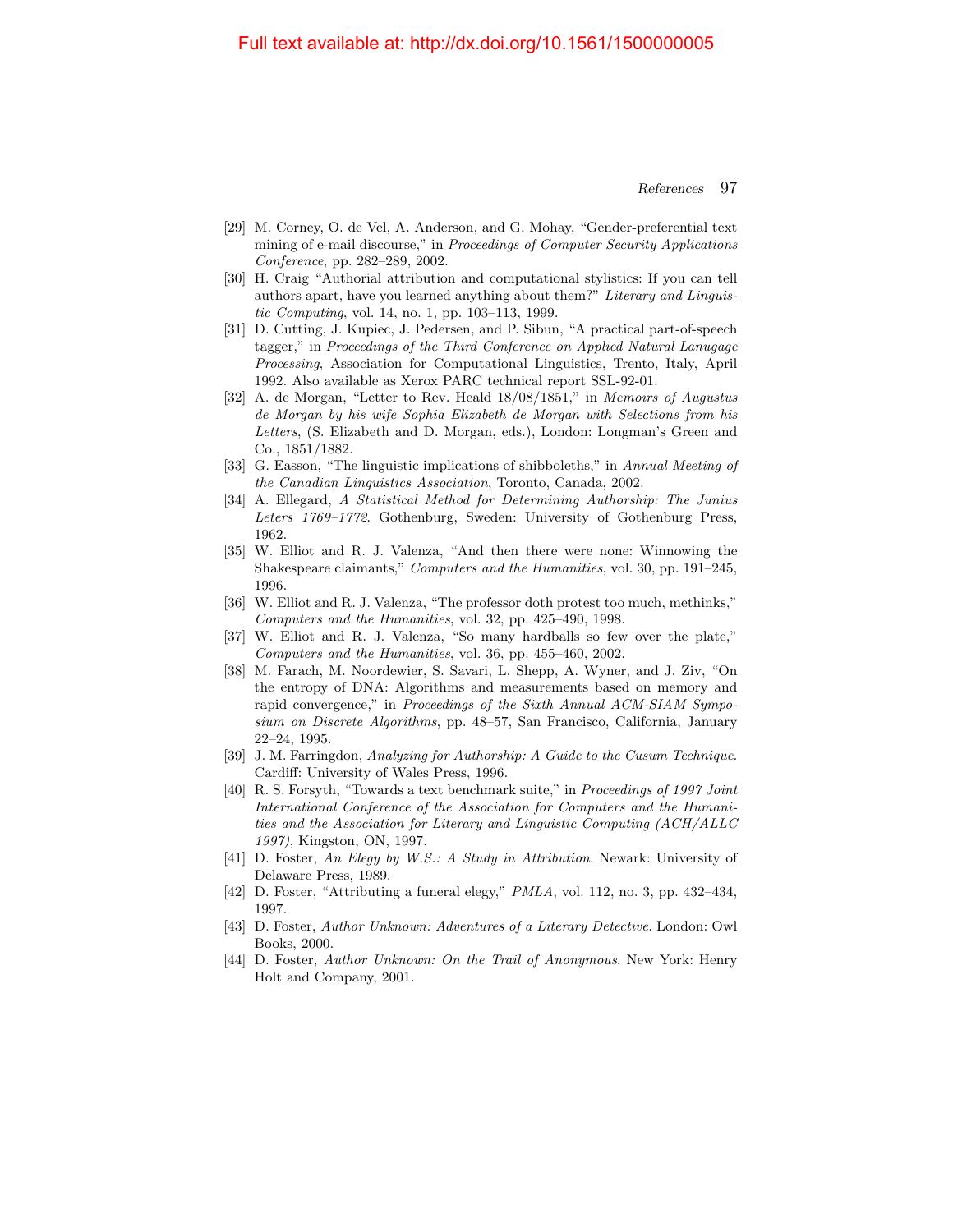[29] M. Corney, O. de Vel, A. Anderson, and G. Mohay, "Gender-preferential text mining of e-mail discourse," in *Proceedings of Computer Security Applications Conference*, pp. 282–289, 2002.

[30] H. Craig "Authorial attribution and computational stylistics: If you can tell authors apart, have you learned anything about them?" *Literary and Linguistic Computing*, vol. 14, no. 1, pp. 103–113, 1999.

[31] D. Cutting, J. Kupiec, J. Pedersen, and P. Sibun, "A practical part-of-speech tagger," in *Proceedings of the Third Conference on Applied Natural Lanugage Processing*, Association for Computational Linguistics, Trento, Italy, April 1992. Also available as Xerox PARC technical report SSL-92-01.

[32] A. de Morgan, "Letter to Rev. Heald 18/08/1851," in *Memoirs of Augustus de Morgan by his wife Sophia Elizabeth de Morgan with Selections from his Letters*, (S. Elizabeth and D. Morgan, eds.), London: Longman's Green and Co., 1851/1882.

[33] G. Easson, "The linguistic implications of shibboleths," in *Annual Meeting of the Canadian Linguistics Association*, Toronto, Canada, 2002.

[34] A. Ellegard, *A Statistical Method for Determining Authorship: The Junius Leters 1769–1772*. Gothenburg, Sweden: University of Gothenburg Press, 1962.

[35] W. Elliot and R. J. Valenza, "And then there were none: Winnowing the Shakespeare claimants," *Computers and the Humanities*, vol. 30, pp. 191–245, 1996.

[36] W. Elliot and R. J. Valenza, "The professor doth protest too much, methinks," *Computers and the Humanities*, vol. 32, pp. 425–490, 1998.

[37] W. Elliot and R. J. Valenza, "So many hardballs so few over the plate," *Computers and the Humanities*, vol. 36, pp. 455–460, 2002.

[38] M. Farach, M. Noordewier, S. Savari, L. Shepp, A. Wyner, and J. Ziv, "On the entropy of DNA: Algorithms and measurements based on memory and rapid convergence," in *Proceedings of the Sixth Annual ACM-SIAM Symposium on Discrete Algorithms*, pp. 48–57, San Francisco, California, January 22–24, 1995.

[39] J. M. Farringdon, *Analyzing for Authorship: A Guide to the Cusum Technique*. Cardiff: University of Wales Press, 1996.

[40] R. S. Forsyth, "Towards a text benchmark suite," in *Proceedings of 1997 Joint International Conference of the Association for Computers and the Humanities and the Association for Literary and Linguistic Computing (ACH/ALLC 1997)*, Kingston, ON, 1997.

[41] D. Foster, *An Elegy by W.S.: A Study in Attribution*. Newark: University of Delaware Press, 1989.

[42] D. Foster, "Attributing a funeral elegy," *PMLA*, vol. 112, no. 3, pp. 432–434, 1997.

[43] D. Foster, *Author Unknown: Adventures of a Literary Detective*. London: Owl Books, 2000.

[44] D. Foster, *Author Unknown: On the Trail of Anonymous*. New York: Henry Holt and Company, 2001.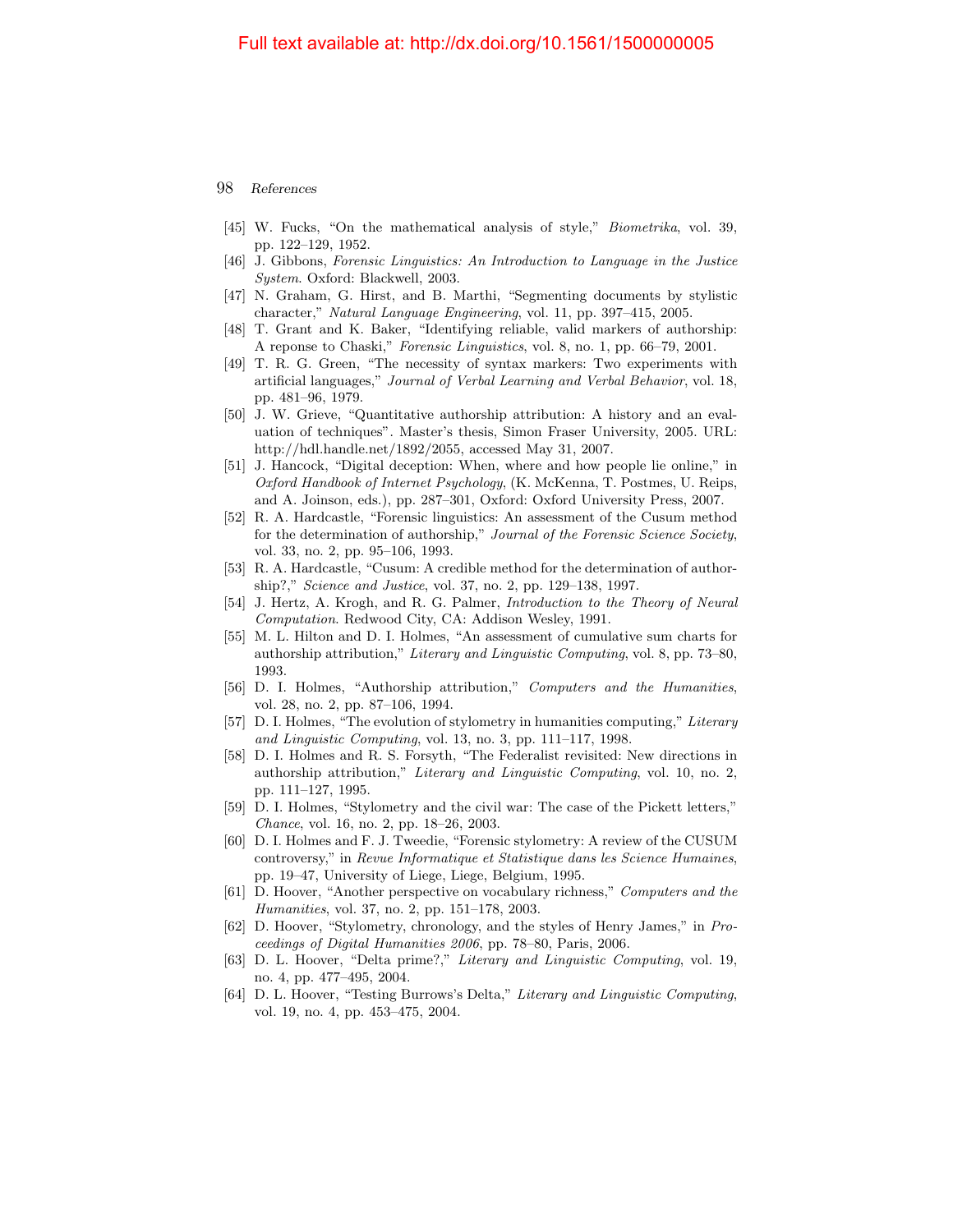[45] W. Fucks, "On the mathematical analysis of style," *Biometrika*, vol. 39, pp. 122–129, 1952.

[46] J. Gibbons, *Forensic Linguistics: An Introduction to Language in the Justice System*. Oxford: Blackwell, 2003.

[47] N. Graham, G. Hirst, and B. Marthi, "Segmenting documents by stylistic character," *Natural Language Engineering*, vol. 11, pp. 397–415, 2005.

[48] T. Grant and K. Baker, "Identifying reliable, valid markers of authorship: A reponse to Chaski," *Forensic Linguistics*, vol. 8, no. 1, pp. 66–79, 2001.

[49] T. R. G. Green, "The necessity of syntax markers: Two experiments with artificial languages," *Journal of Verbal Learning and Verbal Behavior*, vol. 18, pp. 481–96, 1979.

[50] J. W. Grieve, "Quantitative authorship attribution: A history and an evaluation of techniques". Master's thesis, Simon Fraser University, 2005. URL: http://hdl.handle.net/1892/2055, accessed May 31, 2007.

[51] J. Hancock, "Digital deception: When, where and how people lie online," in *Oxford Handbook of Internet Psychology*, (K. McKenna, T. Postmes, U. Reips, and A. Joinson, eds.), pp. 287–301, Oxford: Oxford University Press, 2007.

[52] R. A. Hardcastle, "Forensic linguistics: An assessment of the Cusum method for the determination of authorship," *Journal of the Forensic Science Society*, vol. 33, no. 2, pp. 95–106, 1993.

[53] R. A. Hardcastle, "Cusum: A credible method for the determination of authorship?," *Science and Justice*, vol. 37, no. 2, pp. 129–138, 1997.

[54] J. Hertz, A. Krogh, and R. G. Palmer, *Introduction to the Theory of Neural Computation*. Redwood City, CA: Addison Wesley, 1991.

[55] M. L. Hilton and D. I. Holmes, "An assessment of cumulative sum charts for authorship attribution," *Literary and Linguistic Computing*, vol. 8, pp. 73–80, 1993.

[56] D. I. Holmes, "Authorship attribution," *Computers and the Humanities*, vol. 28, no. 2, pp. 87–106, 1994.

[57] D. I. Holmes, "The evolution of stylometry in humanities computing," *Literary and Linguistic Computing*, vol. 13, no. 3, pp. 111–117, 1998.

[58] D. I. Holmes and R. S. Forsyth, "The Federalist revisited: New directions in authorship attribution," *Literary and Linguistic Computing*, vol. 10, no. 2, pp. 111–127, 1995.

[59] D. I. Holmes, "Stylometry and the civil war: The case of the Pickett letters," *Chance*, vol. 16, no. 2, pp. 18–26, 2003.

[60] D. I. Holmes and F. J. Tweedie, "Forensic stylometry: A review of the CUSUM controversy," in *Revue Informatique et Statistique dans les Science Humaines*, pp. 19–47, University of Liege, Liege, Belgium, 1995.

[61] D. Hoover, "Another perspective on vocabulary richness," *Computers and the Humanities*, vol. 37, no. 2, pp. 151–178, 2003.

[62] D. Hoover, "Stylometry, chronology, and the styles of Henry James," in *Proceedings of Digital Humanities 2006*, pp. 78–80, Paris, 2006.

[63] D. L. Hoover, "Delta prime?," *Literary and Linguistic Computing*, vol. 19, no. 4, pp. 477–495, 2004.

[64] D. L. Hoover, "Testing Burrows's Delta," *Literary and Linguistic Computing*, vol. 19, no. 4, pp. 453–475, 2004.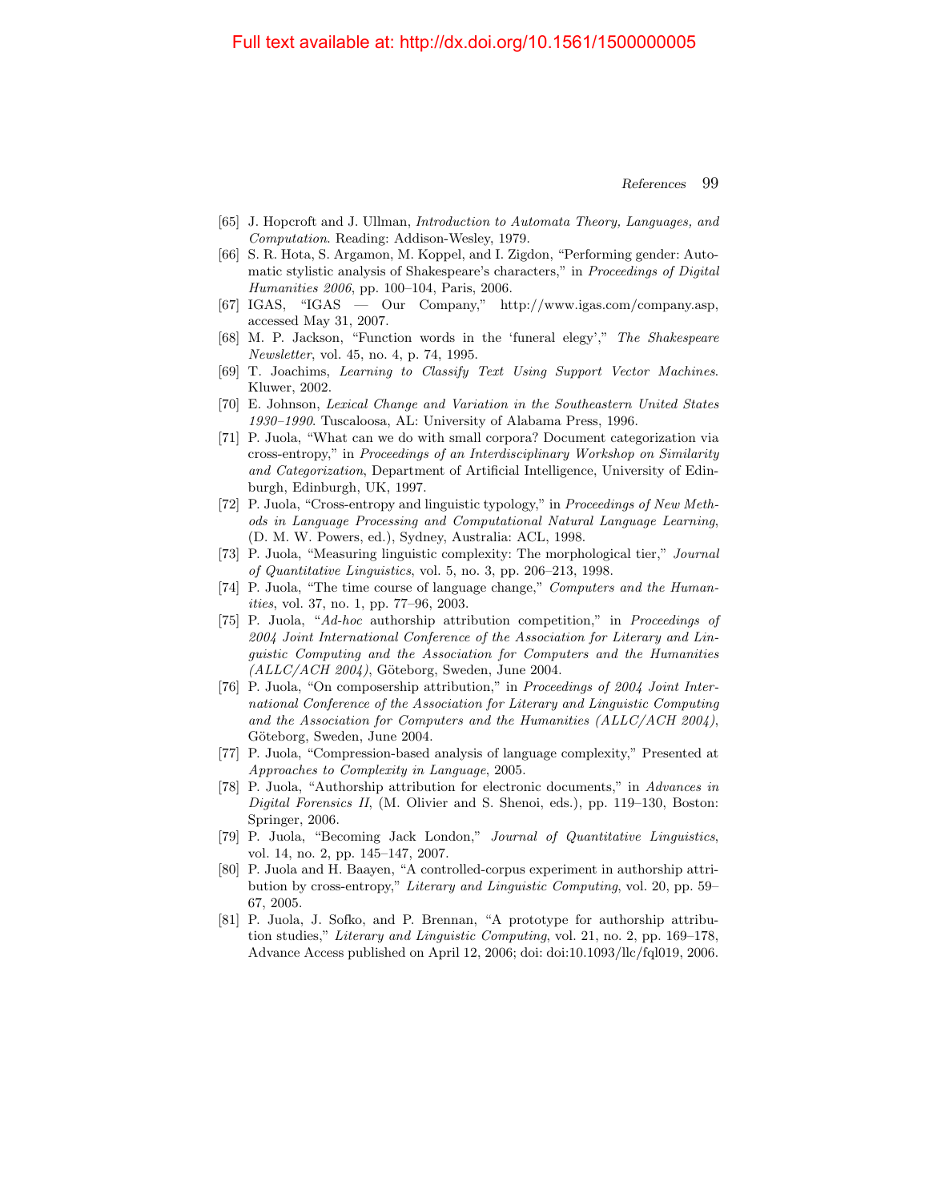[65] J. Hopcroft and J. Ullman, *Introduction to Automata Theory, Languages, and Computation*. Reading: Addison-Wesley, 1979.

[66] S. R. Hota, S. Argamon, M. Koppel, and I. Zigdon, "Performing gender: Automatic stylistic analysis of Shakespeare's characters," in *Proceedings of Digital Humanities 2006*, pp. 100–104, Paris, 2006.

[67] IGAS, "IGAS — Our Company," http://www.igas.com/company.asp, accessed May 31, 2007.

[68] M. P. Jackson, "Function words in the 'funeral elegy'," *The Shakespeare Newsletter*, vol. 45, no. 4, p. 74, 1995.

[69] T. Joachims, *Learning to Classify Text Using Support Vector Machines*. Kluwer, 2002.

[70] E. Johnson, *Lexical Change and Variation in the Southeastern United States 1930–1990*. Tuscaloosa, AL: University of Alabama Press, 1996.

[71] P. Juola, "What can we do with small corpora? Document categorization via cross-entropy," in *Proceedings of an Interdisciplinary Workshop on Similarity and Categorization*, Department of Artificial Intelligence, University of Edinburgh, Edinburgh, UK, 1997.

[72] P. Juola, "Cross-entropy and linguistic typology," in *Proceedings of New Methods in Language Processing and Computational Natural Language Learning*, (D. M. W. Powers, ed.), Sydney, Australia: ACL, 1998.

[73] P. Juola, "Measuring linguistic complexity: The morphological tier," *Journal of Quantitative Linguistics*, vol. 5, no. 3, pp. 206–213, 1998.

[74] P. Juola, "The time course of language change," *Computers and the Humanities*, vol. 37, no. 1, pp. 77–96, 2003.

[75] P. Juola, "*Ad-hoc* authorship attribution competition," in *Proceedings of 2004 Joint International Conference of the Association for Literary and Linguistic Computing and the Association for Computers and the Humanities (ALLC/ACH 2004)*, Göteborg, Sweden, June 2004.

[76] P. Juola, "On composership attribution," in *Proceedings of 2004 Joint International Conference of the Association for Literary and Linguistic Computing and the Association for Computers and the Humanities (ALLC/ACH 2004)*, Göteborg, Sweden, June 2004.

[77] P. Juola, "Compression-based analysis of language complexity," Presented at *Approaches to Complexity in Language*, 2005.

[78] P. Juola, "Authorship attribution for electronic documents," in *Advances in Digital Forensics II*, (M. Olivier and S. Shenoi, eds.), pp. 119–130, Boston: Springer, 2006.

[79] P. Juola, "Becoming Jack London," *Journal of Quantitative Linguistics*, vol. 14, no. 2, pp. 145–147, 2007.

[80] P. Juola and H. Baayen, "A controlled-corpus experiment in authorship attribution by cross-entropy," *Literary and Linguistic Computing*, vol. 20, pp. 59–67, 2005.

[81] P. Juola, J. Sofko, and P. Brennan, "A prototype for authorship attribution studies," *Literary and Linguistic Computing*, vol. 21, no. 2, pp. 169–178, Advance Access published on April 12, 2006; doi: doi:10.1093/llc/fql019, 2006.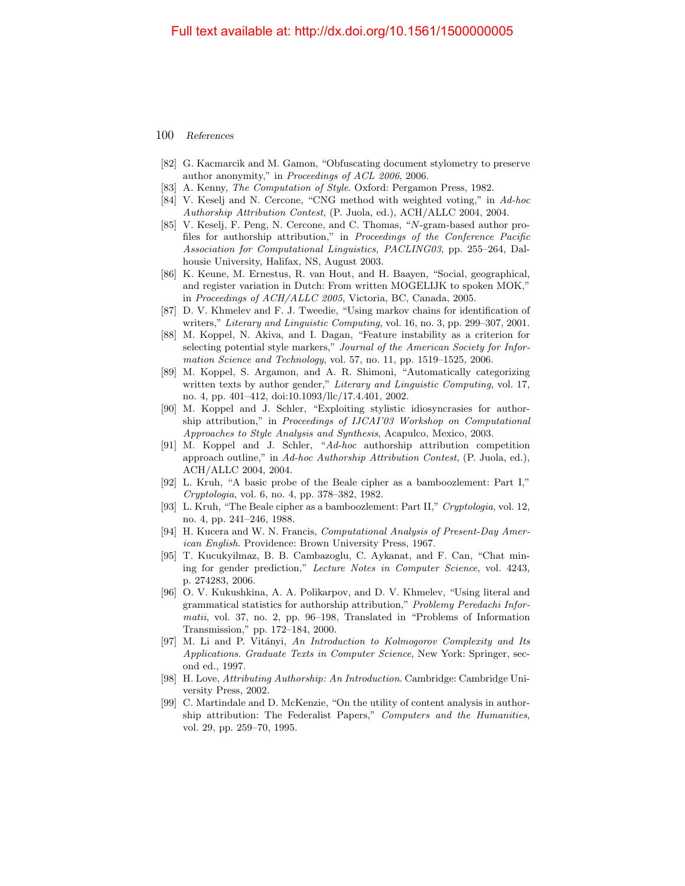[82] G. Kacmarcik and M. Gamon, "Obfuscating document stylometry to preserve author anonymity," in *Proceedings of ACL 2006*, 2006.

[83] A. Kenny, *The Computation of Style*. Oxford: Pergamon Press, 1982.

[84] V. Keselj and N. Cercone, "CNG method with weighted voting," in *Ad-hoc Authorship Attribution Contest*, (P. Juola, ed.), ACH/ALLC 2004, 2004.

[85] V. Keselj, F. Peng, N. Cercone, and C. Thomas, "*N*-gram-based author profiles for authorship attribution," in *Proceedings of the Conference Pacific Association for Computational Linguistics, PACLING03*, pp. 255–264, Dalhousie University, Halifax, NS, August 2003.

[86] K. Keune, M. Ernestus, R. van Hout, and H. Baayen, "Social, geographical, and register variation in Dutch: From written MOGELIJK to spoken MOK," in *Proceedings of ACH/ALLC 2005*, Victoria, BC, Canada, 2005.

[87] D. V. Khmelev and F. J. Tweedie, "Using markov chains for identification of writers," *Literary and Linguistic Computing*, vol. 16, no. 3, pp. 299–307, 2001.

[88] M. Koppel, N. Akiva, and I. Dagan, "Feature instability as a criterion for selecting potential style markers," *Journal of the American Society for Information Science and Technology*, vol. 57, no. 11, pp. 1519–1525, 2006.

[89] M. Koppel, S. Argamon, and A. R. Shimoni, "Automatically categorizing written texts by author gender," *Literary and Linguistic Computing*, vol. 17, no. 4, pp. 401–412, doi:10.1093/llc/17.4.401, 2002.

[90] M. Koppel and J. Schler, "Exploiting stylistic idiosyncrasies for authorship attribution," in *Proceedings of IJCAI'03 Workshop on Computational Approaches to Style Analysis and Synthesis*, Acapulco, Mexico, 2003.

[91] M. Koppel and J. Schler, "*Ad-hoc* authorship attribution competition approach outline," in *Ad-hoc Authorship Attribution Contest*, (P. Juola, ed.), ACH/ALLC 2004, 2004.

[92] L. Kruh, "A basic probe of the Beale cipher as a bamboozlement: Part I," *Cryptologia*, vol. 6, no. 4, pp. 378–382, 1982.

[93] L. Kruh, "The Beale cipher as a bamboozlement: Part II," *Cryptologia*, vol. 12, no. 4, pp. 241–246, 1988.

[94] H. Kucera and W. N. Francis, *Computational Analysis of Present-Day American English*. Providence: Brown University Press, 1967.

[95] T. Kucukyilmaz, B. B. Cambazoglu, C. Aykanat, and F. Can, "Chat mining for gender prediction," *Lecture Notes in Computer Science*, vol. 4243, p. 274283, 2006.

[96] O. V. Kukushkina, A. A. Polikarpov, and D. V. Khmelev, "Using literal and grammatical statistics for authorship attribution," *Problemy Peredachi Informatii*, vol. 37, no. 2, pp. 96–198, Translated in "Problems of Information Transmission," pp. 172–184, 2000.

[97] M. Li and P. Vitányi, *An Introduction to Kolmogorov Complexity and Its Applications. Graduate Texts in Computer Science*, New York: Springer, second ed., 1997.

[98] H. Love, *Attributing Authorship: An Introduction*. Cambridge: Cambridge University Press, 2002.

[99] C. Martindale and D. McKenzie, "On the utility of content analysis in authorship attribution: The Federalist Papers," *Computers and the Humanities*, vol. 29, pp. 259–70, 1995.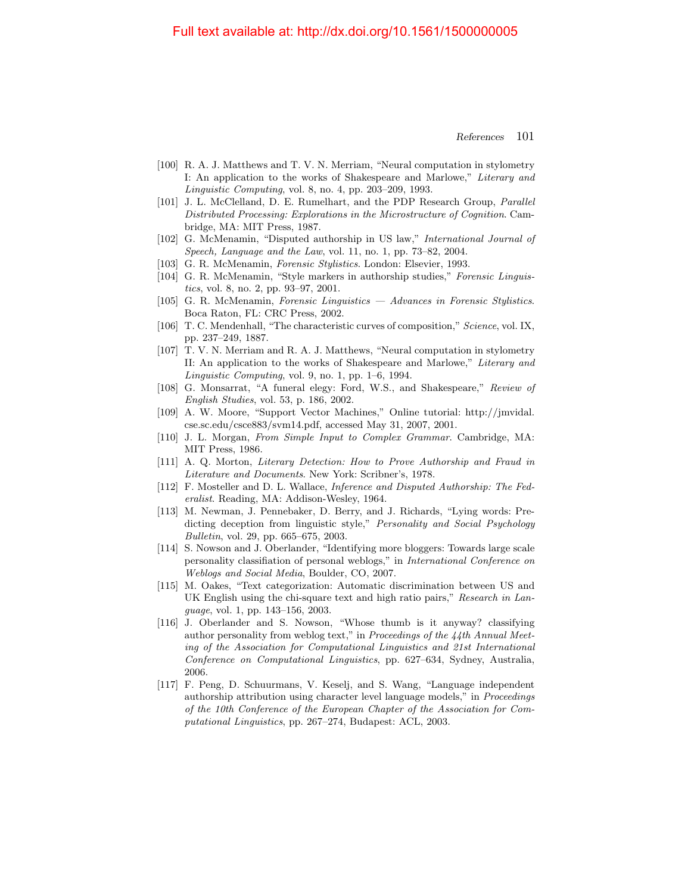[100] R. A. J. Matthews and T. V. N. Merriam, "Neural computation in stylometry I: An application to the works of Shakespeare and Marlowe," *Literary and Linguistic Computing*, vol. 8, no. 4, pp. 203–209, 1993.

[101] J. L. McClelland, D. E. Rumelhart, and the PDP Research Group, *Parallel Distributed Processing: Explorations in the Microstructure of Cognition*. Cambridge, MA: MIT Press, 1987.

[102] G. McMenamin, "Disputed authorship in US law," *International Journal of Speech, Language and the Law*, vol. 11, no. 1, pp. 73–82, 2004.

[103] G. R. McMenamin, *Forensic Stylistics*. London: Elsevier, 1993.

[104] G. R. McMenamin, "Style markers in authorship studies," *Forensic Linguistics*, vol. 8, no. 2, pp. 93–97, 2001.

[105] G. R. McMenamin, *Forensic Linguistics — Advances in Forensic Stylistics*. Boca Raton, FL: CRC Press, 2002.

[106] T. C. Mendenhall, "The characteristic curves of composition," *Science*, vol. IX, pp. 237–249, 1887.

[107] T. V. N. Merriam and R. A. J. Matthews, "Neural computation in stylometry II: An application to the works of Shakespeare and Marlowe," *Literary and Linguistic Computing*, vol. 9, no. 1, pp. 1–6, 1994.

[108] G. Monsarrat, "A funeral elegy: Ford, W.S., and Shakespeare," *Review of English Studies*, vol. 53, p. 186, 2002.

[109] A. W. Moore, "Support Vector Machines," Online tutorial: http://jmvidal.cse.sc.edu/csce883/svm14.pdf, accessed May 31, 2007, 2001.

[110] J. L. Morgan, *From Simple Input to Complex Grammar*. Cambridge, MA: MIT Press, 1986.

[111] A. Q. Morton, *Literary Detection: How to Prove Authorship and Fraud in Literature and Documents*. New York: Scribner's, 1978.

[112] F. Mosteller and D. L. Wallace, *Inference and Disputed Authorship: The Federalist*. Reading, MA: Addison-Wesley, 1964.

[113] M. Newman, J. Pennebaker, D. Berry, and J. Richards, "Lying words: Predicting deception from linguistic style," *Personality and Social Psychology Bulletin*, vol. 29, pp. 665–675, 2003.

[114] S. Nowson and J. Oberlander, "Identifying more bloggers: Towards large scale personality classification of personal weblogs," in *International Conference on Weblogs and Social Media*, Boulder, CO, 2007.

[115] M. Oakes, "Text categorization: Automatic discrimination between US and UK English using the chi-square text and high ratio pairs," *Research in Language*, vol. 1, pp. 143–156, 2003.

[116] J. Oberlander and S. Nowson, "Whose thumb is it anyway? classifying author personality from weblog text," in *Proceedings of the 44th Annual Meeting of the Association for Computational Linguistics and 21st International Conference on Computational Linguistics*, pp. 627–634, Sydney, Australia, 2006.

[117] F. Peng, D. Schuurmans, V. Keselj, and S. Wang, "Language independent authorship attribution using character level language models," in *Proceedings of the 10th Conference of the European Chapter of the Association for Computational Linguistics*, pp. 267–274, Budapest: ACL, 2003.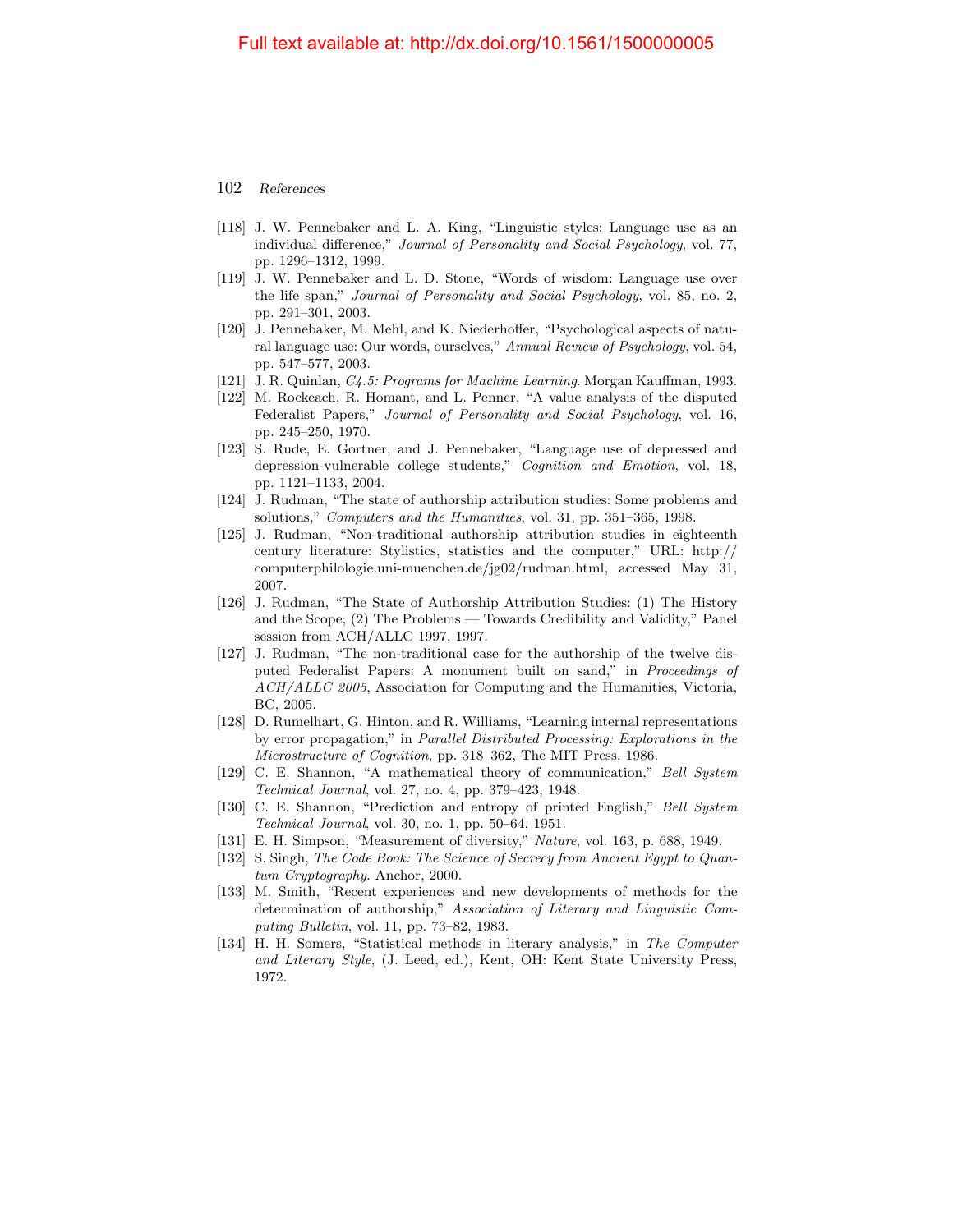- [118] J. W. Pennebaker and L. A. King, "Linguistic styles: Language use as an individual difference," *Journal of Personality and Social Psychology*, vol. 77, pp. 1296–1312, 1999.
- [119] J. W. Pennebaker and L. D. Stone, "Words of wisdom: Language use over the life span," *Journal of Personality and Social Psychology*, vol. 85, no. 2, pp. 291–301, 2003.
- [120] J. Pennebaker, M. Mehl, and K. Niederhoffer, "Psychological aspects of natural language use: Our words, ourselves," *Annual Review of Psychology*, vol. 54, pp. 547–577, 2003.
- [121] J. R. Quinlan, *C4.5: Programs for Machine Learning*. Morgan Kauffman, 1993.
- [122] M. Rockeach, R. Homant, and L. Penner, "A value analysis of the disputed Federalist Papers," *Journal of Personality and Social Psychology*, vol. 16, pp. 245–250, 1970.
- [123] S. Rude, E. Gortner, and J. Pennebaker, "Language use of depressed and depression-vulnerable college students," *Cognition and Emotion*, vol. 18, pp. 1121–1133, 2004.
- [124] J. Rudman, "The state of authorship attribution studies: Some problems and solutions," *Computers and the Humanities*, vol. 31, pp. 351–365, 1998.
- [125] J. Rudman, "Non-traditional authorship attribution studies in eighteenth century literature: Stylistics, statistics and the computer," URL: http://computerphilologie.uni-muenchen.de/jg02/rudman.html, accessed May 31, 2007.
- [126] J. Rudman, "The State of Authorship Attribution Studies: (1) The History and the Scope; (2) The Problems — Towards Credibility and Validity," Panel session from ACH/ALLC 1997, 1997.
- [127] J. Rudman, "The non-traditional case for the authorship of the twelve disputed Federalist Papers: A monument built on sand," in *Proceedings of ACH/ALLC 2005*, Association for Computing and the Humanities, Victoria, BC, 2005.
- [128] D. Rumelhart, G. Hinton, and R. Williams, "Learning internal representations by error propagation," in *Parallel Distributed Processing: Explorations in the Microstructure of Cognition*, pp. 318–362, The MIT Press, 1986.
- [129] C. E. Shannon, "A mathematical theory of communication," *Bell System Technical Journal*, vol. 27, no. 4, pp. 379–423, 1948.
- [130] C. E. Shannon, "Prediction and entropy of printed English," *Bell System Technical Journal*, vol. 30, no. 1, pp. 50–64, 1951.
- [131] E. H. Simpson, "Measurement of diversity," *Nature*, vol. 163, p. 688, 1949.
- [132] S. Singh, *The Code Book: The Science of Secrecy from Ancient Egypt to Quantum Cryptography*. Anchor, 2000.
- [133] M. Smith, "Recent experiences and new developments of methods for the determination of authorship," *Association of Literary and Linguistic Computing Bulletin*, vol. 11, pp. 73–82, 1983.
- [134] H. H. Somers, "Statistical methods in literary analysis," in *The Computer and Literary Style*, (J. Leed, ed.), Kent, OH: Kent State University Press, 1972.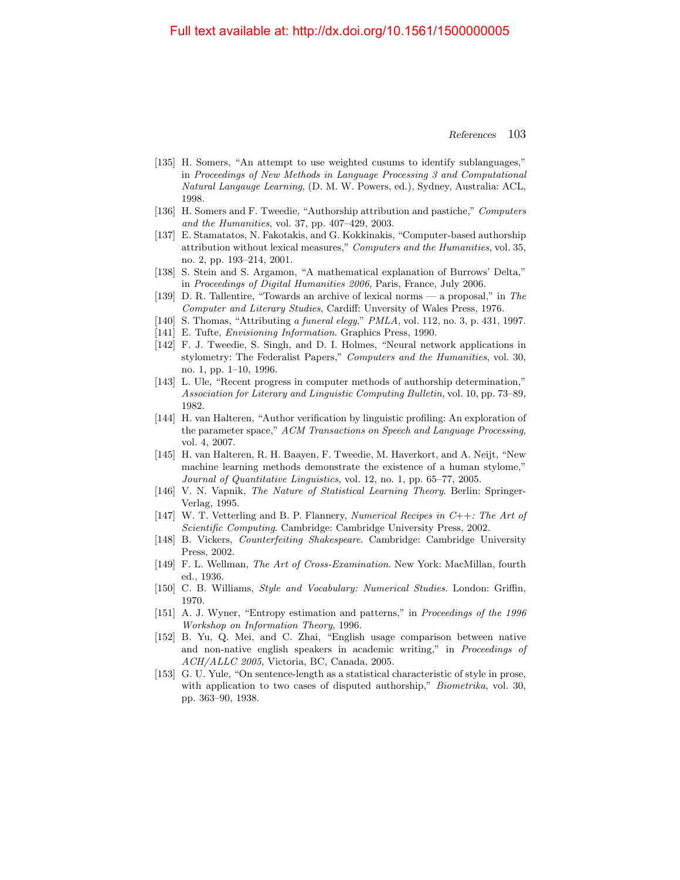[135] H. Somers, "An attempt to use weighted cusums to identify sublanguages," in *Proceedings of New Methods in Language Processing 3 and Computational Natural Langauge Learning*, (D. M. W. Powers, ed.), Sydney, Australia: ACL, 1998.

[136] H. Somers and F. Tweedie, "Authorship attribution and pastiche," *Computers and the Humanities*, vol. 37, pp. 407–429, 2003.

[137] E. Stamatatos, N. Fakotakis, and G. Kokkinakis, "Computer-based authorship attribution without lexical measures," *Computers and the Humanities*, vol. 35, no. 2, pp. 193–214, 2001.

[138] S. Stein and S. Argamon, "A mathematical explanation of Burrows' Delta," in *Proceedings of Digital Humanities 2006*, Paris, France, July 2006.

[139] D. R. Tallentire, "Towards an archive of lexical norms — a proposal," in *The Computer and Literary Studies*, Cardiff: Unversity of Wales Press, 1976.

[140] S. Thomas, "Attributing *a funeral elegy*," *PMLA*, vol. 112, no. 3, p. 431, 1997.

[141] E. Tufte, *Envisioning Information*. Graphics Press, 1990.

[142] F. J. Tweedie, S. Singh, and D. I. Holmes, "Neural network applications in stylometry: The Federalist Papers," *Computers and the Humanities*, vol. 30, no. 1, pp. 1–10, 1996.

[143] L. Ule, "Recent progress in computer methods of authorship determination," *Association for Literary and Linguistic Computing Bulletin*, vol. 10, pp. 73–89, 1982.

[144] H. van Halteren, "Author verification by linguistic profiling: An exploration of the parameter space," *ACM Transactions on Speech and Language Processing*, vol. 4, 2007.

[145] H. van Halteren, R. H. Baayen, F. Tweedie, M. Haverkort, and A. Neijt, "New machine learning methods demonstrate the existence of a human stylome," *Journal of Quantitative Linguistics*, vol. 12, no. 1, pp. 65–77, 2005.

[146] V. N. Vapnik, *The Nature of Statistical Learning Theory*. Berlin: Springer-Verlag, 1995.

[147] W. T. Vetterling and B. P. Flannery, *Numerical Recipes in C++: The Art of Scientific Computing*. Cambridge: Cambridge University Press, 2002.

[148] B. Vickers, *Counterfeiting Shakespeare*. Cambridge: Cambridge University Press, 2002.

[149] F. L. Wellman, *The Art of Cross-Examination*. New York: MacMillan, fourth ed., 1936.

[150] C. B. Williams, *Style and Vocabulary: Numerical Studies*. London: Griffin, 1970.

[151] A. J. Wyner, "Entropy estimation and patterns," in *Proceedings of the 1996 Workshop on Information Theory*, 1996.

[152] B. Yu, Q. Mei, and C. Zhai, "English usage comparison between native and non-native english speakers in academic writing," in *Proceedings of ACH/ALLC 2005*, Victoria, BC, Canada, 2005.

[153] G. U. Yule, "On sentence-length as a statistical characteristic of style in prose, with application to two cases of disputed authorship," *Biometrika*, vol. 30, pp. 363–90, 1938.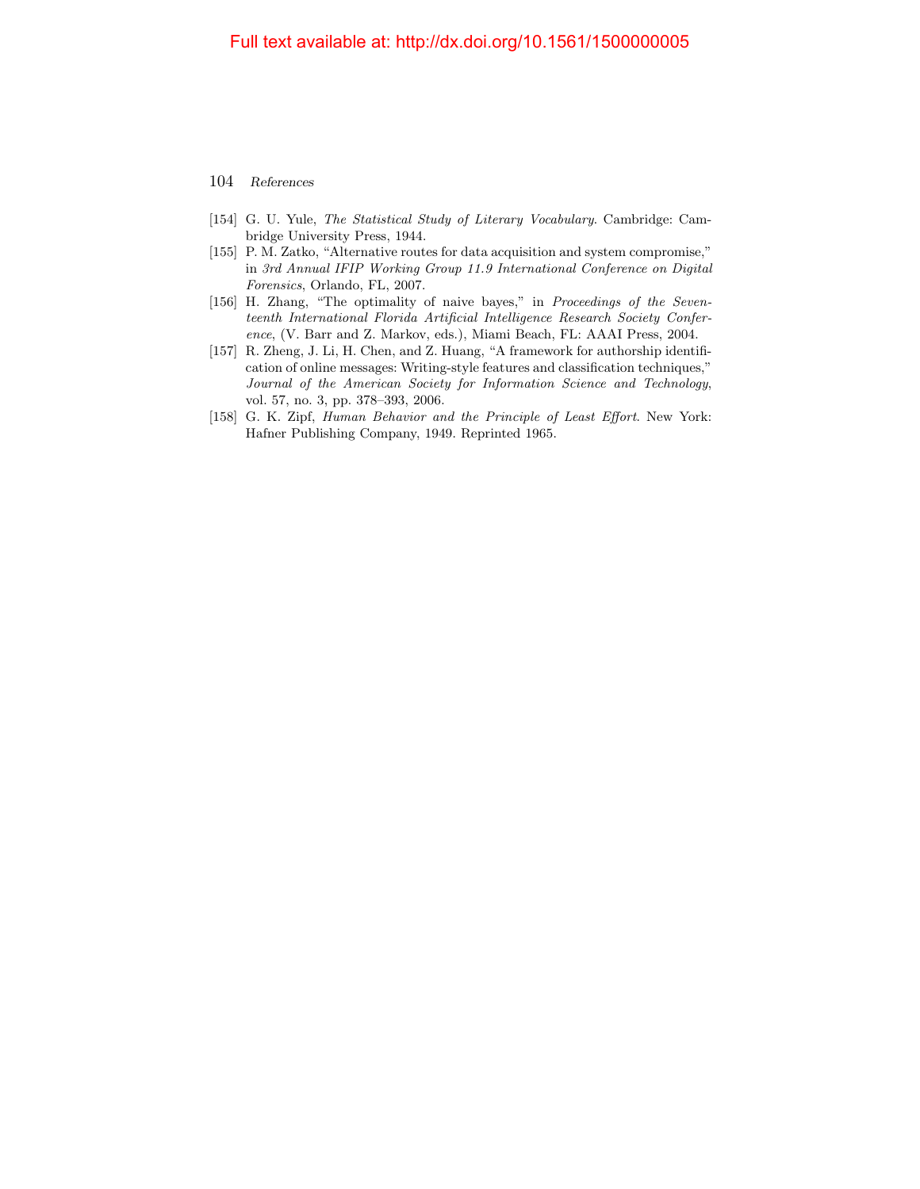[154] G. U. Yule, *The Statistical Study of Literary Vocabulary*. Cambridge: Cambridge University Press, 1944.

[155] P. M. Zatko, "Alternative routes for data acquisition and system compromise," in *3rd Annual IFIP Working Group 11.9 International Conference on Digital Forensics*, Orlando, FL, 2007.

[156] H. Zhang, "The optimality of naive bayes," in *Proceedings of the Seventeenth International Florida Artificial Intelligence Research Society Conference*, (V. Barr and Z. Markov, eds.), Miami Beach, FL: AAAI Press, 2004.

[157] R. Zheng, J. Li, H. Chen, and Z. Huang, "A framework for authorship identification of online messages: Writing-style features and classification techniques," *Journal of the American Society for Information Science and Technology*, vol. 57, no. 3, pp. 378–393, 2006.

[158] G. K. Zipf, *Human Behavior and the Principle of Least Effort*. New York: Hafner Publishing Company, 1949. Reprinted 1965.